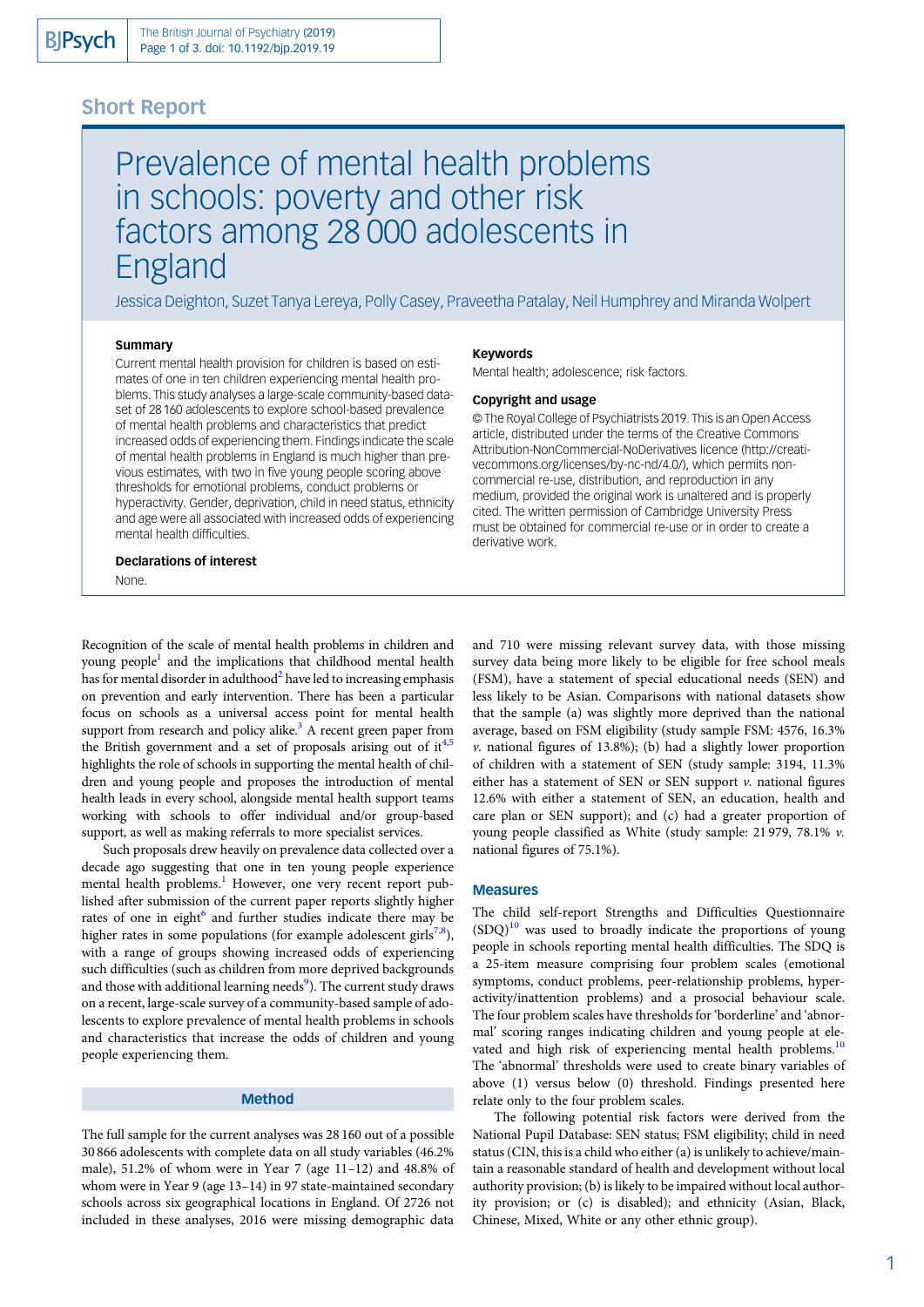## Short Report

# Prevalence of mental health problems in schools: poverty and other risk factors among 28 000 adolescents in England

Jessica Deighton, Suzet Tanya Lereya, Polly Casey, Praveetha Patalay, Neil Humphrey and Miranda Wolpert

### Summary

Current mental health provision for children is based on estimates of one in ten children experiencing mental health problems. This study analyses a large-scale community-based dataset of 28 160 adolescents to explore school-based prevalence of mental health problems and characteristics that predict increased odds of experiencing them. Findings indicate the scale of mental health problems in England is much higher than previous estimates, with two in five young people scoring above thresholds for emotional problems, conduct problems or hyperactivity. Gender, deprivation, child in need status, ethnicity and age were all associated with increased odds of experiencing mental health difficulties.

### Declarations of interest

None.

### Keywords

Mental health; adolescence; risk factors.

### Copyright and usage

© The Royal College of Psychiatrists 2019. This is an Open Access article, distributed under the terms of the Creative Commons Attribution-NonCommercial-NoDerivatives licence (http://creativecommons.org/licenses/by-nc-nd/4.0/), which permits non-commercial re-use, distribution, and reproduction in any medium, provided the original work is unaltered and is properly cited. The written permission of Cambridge University Press must be obtained for commercial re-use or in order to create a derivative work.

Recognition of the scale of mental health problems in children and young people[1] and the implications that childhood mental health has for mental disorder in adulthood[2] have led to increasing emphasis on prevention and early intervention. There has been a particular focus on schools as a universal access point for mental health support from research and policy alike.[3] A recent green paper from the British government and a set of proposals arising out of it[4,5] highlights the role of schools in supporting the mental health of children and young people and proposes the introduction of mental health leads in every school, alongside mental health support teams working with schools to offer individual and/or group-based support, as well as making referrals to more specialist services.

Such proposals drew heavily on prevalence data collected over a decade ago suggesting that one in ten young people experience mental health problems.[1] However, one very recent report published after submission of the current paper reports slightly higher rates of one in eight[6] and further studies indicate there may be higher rates in some populations (for example adolescent girls[7,8]), with a range of groups showing increased odds of experiencing such difficulties (such as children from more deprived backgrounds and those with additional learning needs[9]). The current study draws on a recent, large-scale survey of a community-based sample of adolescents to explore prevalence of mental health problems in schools and characteristics that increase the odds of children and young people experiencing them.

## Method

The full sample for the current analyses was 28 160 out of a possible 30 866 adolescents with complete data on all study variables (46.2% male), 51.2% of whom were in Year 7 (age 11–12) and 48.8% of whom were in Year 9 (age 13–14) in 97 state-maintained secondary schools across six geographical locations in England. Of 2726 not included in these analyses, 2016 were missing demographic data and 710 were missing relevant survey data, with those missing survey data being more likely to be eligible for free school meals (FSM), have a statement of special educational needs (SEN) and less likely to be Asian. Comparisons with national datasets show that the sample (a) was slightly more deprived than the national average, based on FSM eligibility (study sample FSM: 4576, 16.3% *v.* national figures of 13.8%); (b) had a slightly lower proportion of children with a statement of SEN (study sample: 3194, 11.3% either has a statement of SEN or SEN support *v.* national figures 12.6% with either a statement of SEN, an education, health and care plan or SEN support); and (c) had a greater proportion of young people classified as White (study sample: 21 979, 78.1% *v.* national figures of 75.1%).

### Measures

The child self-report Strengths and Difficulties Questionnaire (SDQ)[10] was used to broadly indicate the proportions of young people in schools reporting mental health difficulties. The SDQ is a 25-item measure comprising four problem scales (emotional symptoms, conduct problems, peer-relationship problems, hyperactivity/inattention problems) and a prosocial behaviour scale. The four problem scales have thresholds for 'borderline' and 'abnormal' scoring ranges indicating children and young people at elevated and high risk of experiencing mental health problems.[10] The 'abnormal' thresholds were used to create binary variables of above (1) versus below (0) threshold. Findings presented here relate only to the four problem scales.

The following potential risk factors were derived from the National Pupil Database: SEN status; FSM eligibility; child in need status (CIN, this is a child who either (a) is unlikely to achieve/maintain a reasonable standard of health and development without local authority provision; (b) is likely to be impaired without local authority provision; or (c) is disabled); and ethnicity (Asian, Black, Chinese, Mixed, White or any other ethnic group).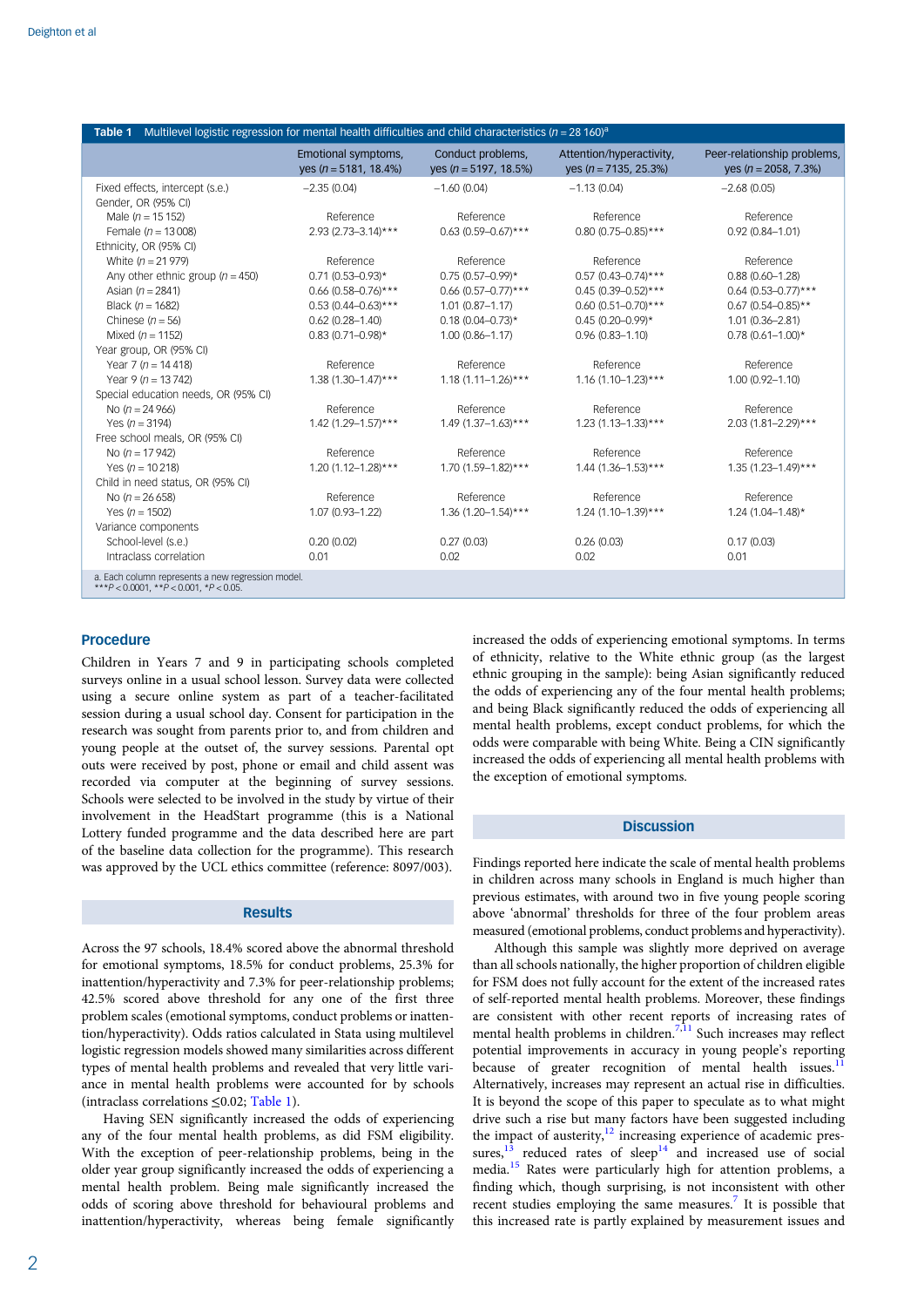**Table 1** Multilevel logistic regression for mental health difficulties and child characteristics ($n = 28\,160$)[a]

| | Emotional symptoms, yes ($n = 5181$, 18.4%) | Conduct problems, yes ($n = 5197$, 18.5%) | Attention/hyperactivity, yes ($n = 7135$, 25.3%) | Peer-relationship problems, yes ($n = 2058$, 7.3%) |
|---|---|---|---|---|
| Fixed effects, intercept (s.e.) | −2.35 (0.04) | −1.60 (0.04) | −1.13 (0.04) | −2.68 (0.05) |
| Gender, OR (95% CI) | | | | |
| Male ($n = 15\,152$) | Reference | Reference | Reference | Reference |
| Female ($n = 13\,008$) | 2.93 (2.73–3.14)*** | 0.63 (0.59–0.67)*** | 0.80 (0.75–0.85)*** | 0.92 (0.84–1.01) |
| Ethnicity, OR (95% CI) | | | | |
| White ($n = 21\,979$) | Reference | Reference | Reference | Reference |
| Any other ethnic group ($n = 450$) | 0.71 (0.53–0.93)* | 0.75 (0.57–0.99)* | 0.57 (0.43–0.74)*** | 0.88 (0.60–1.28) |
| Asian ($n = 2841$) | 0.66 (0.58–0.76)*** | 0.66 (0.57–0.77)*** | 0.45 (0.39–0.52)*** | 0.64 (0.53–0.77)*** |
| Black ($n = 1682$) | 0.53 (0.44–0.63)*** | 1.01 (0.87–1.17) | 0.60 (0.51–0.70)*** | 0.67 (0.54–0.85)** |
| Chinese ($n = 56$) | 0.62 (0.28–1.40) | 0.18 (0.04–0.73)* | 0.45 (0.20–0.99)* | 1.01 (0.36–2.81) |
| Mixed ($n = 1152$) | 0.83 (0.71–0.98)* | 1.00 (0.86–1.17) | 0.96 (0.83–1.10) | 0.78 (0.61–1.00)* |
| Year group, OR (95% CI) | | | | |
| Year 7 ($n = 14\,418$) | Reference | Reference | Reference | Reference |
| Year 9 ($n = 13\,742$) | 1.38 (1.30–1.47)*** | 1.18 (1.11–1.26)*** | 1.16 (1.10–1.23)*** | 1.00 (0.92–1.10) |
| Special education needs, OR (95% CI) | | | | |
| No ($n = 24\,966$) | Reference | Reference | Reference | Reference |
| Yes ($n = 3194$) | 1.42 (1.29–1.57)*** | 1.49 (1.37–1.63)*** | 1.23 (1.13–1.33)*** | 2.03 (1.81–2.29)*** |
| Free school meals, OR (95% CI) | | | | |
| No ($n = 17\,942$) | Reference | Reference | Reference | Reference |
| Yes ($n = 10\,218$) | 1.20 (1.12–1.28)*** | 1.70 (1.59–1.82)*** | 1.44 (1.36–1.53)*** | 1.35 (1.23–1.49)*** |
| Child in need status, OR (95% CI) | | | | |
| No ($n = 26\,658$) | Reference | Reference | Reference | Reference |
| Yes ($n = 1502$) | 1.07 (0.93–1.22) | 1.36 (1.20–1.54)*** | 1.24 (1.10–1.39)*** | 1.24 (1.04–1.48)* |
| Variance components | | | | |
| School-level (s.e.) | 0.20 (0.02) | 0.27 (0.03) | 0.26 (0.03) | 0.17 (0.03) |
| Intraclass correlation | 0.01 | 0.02 | 0.02 | 0.01 |

a. Each column represents a new regression model.
***$P < 0.0001$, **$P < 0.001$, *$P < 0.05$.

## Procedure

Children in Years 7 and 9 in participating schools completed surveys online in a usual school lesson. Survey data were collected using a secure online system as part of a teacher-facilitated session during a usual school day. Consent for participation in the research was sought from parents prior to, and from children and young people at the outset of, the survey sessions. Parental opt outs were received by post, phone or email and child assent was recorded via computer at the beginning of survey sessions. Schools were selected to be involved in the study by virtue of their involvement in the HeadStart programme (this is a National Lottery funded programme and the data described here are part of the baseline data collection for the programme). This research was approved by the UCL ethics committee (reference: 8097/003).

## Results

Across the 97 schools, 18.4% scored above the abnormal threshold for emotional symptoms, 18.5% for conduct problems, 25.3% for inattention/hyperactivity and 7.3% for peer-relationship problems; 42.5% scored above threshold for any one of the first three problem scales (emotional symptoms, conduct problems or inattention/hyperactivity). Odds ratios calculated in Stata using multilevel logistic regression models showed many similarities across different types of mental health problems and revealed that very little variance in mental health problems were accounted for by schools (intraclass correlations ≤0.02; Table 1).

Having SEN significantly increased the odds of experiencing any of the four mental health problems, as did FSM eligibility. With the exception of peer-relationship problems, being in the older year group significantly increased the odds of experiencing a mental health problem. Being male significantly increased the odds of scoring above threshold for behavioural problems and inattention/hyperactivity, whereas being female significantly increased the odds of experiencing emotional symptoms. In terms of ethnicity, relative to the White ethnic group (as the largest ethnic grouping in the sample): being Asian significantly reduced the odds of experiencing any of the four mental health problems; and being Black significantly reduced the odds of experiencing all mental health problems, except conduct problems, for which the odds were comparable with being White. Being a CIN significantly increased the odds of experiencing all mental health problems with the exception of emotional symptoms.

## Discussion

Findings reported here indicate the scale of mental health problems in children across many schools in England is much higher than previous estimates, with around two in five young people scoring above 'abnormal' thresholds for three of the four problem areas measured (emotional problems, conduct problems and hyperactivity).

Although this sample was slightly more deprived on average than all schools nationally, the higher proportion of children eligible for FSM does not fully account for the extent of the increased rates of self-reported mental health problems. Moreover, these findings are consistent with other recent reports of increasing rates of mental health problems in children.[7,11] Such increases may reflect potential improvements in accuracy in young people's reporting because of greater recognition of mental health issues.[11] Alternatively, increases may represent an actual rise in difficulties. It is beyond the scope of this paper to speculate as to what might drive such a rise but many factors have been suggested including the impact of austerity,[12] increasing experience of academic pressures,[13] reduced rates of sleep[14] and increased use of social media.[15] Rates were particularly high for attention problems, a finding which, though surprising, is not inconsistent with other recent studies employing the same measures.[7] It is possible that this increased rate is partly explained by measurement issues and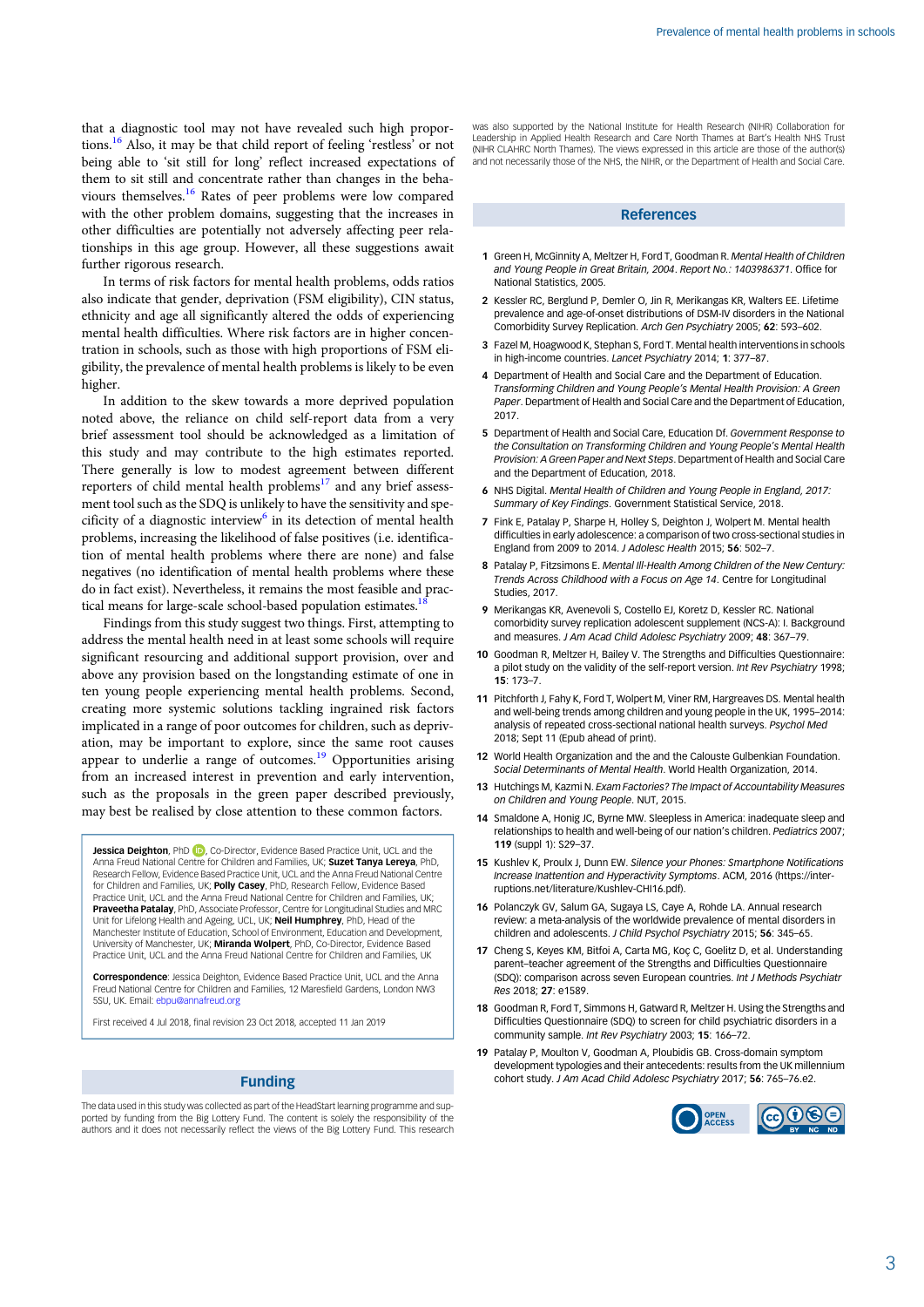that a diagnostic tool may not have revealed such high proportions.[16] Also, it may be that child report of feeling 'restless' or not being able to 'sit still for long' reflect increased expectations of them to sit still and concentrate rather than changes in the behaviours themselves.[16] Rates of peer problems were low compared with the other problem domains, suggesting that the increases in other difficulties are potentially not adversely affecting peer relationships in this age group. However, all these suggestions await further rigorous research.

In terms of risk factors for mental health problems, odds ratios also indicate that gender, deprivation (FSM eligibility), CIN status, ethnicity and age all significantly altered the odds of experiencing mental health difficulties. Where risk factors are in higher concentration in schools, such as those with high proportions of FSM eligibility, the prevalence of mental health problems is likely to be even higher.

In addition to the skew towards a more deprived population noted above, the reliance on child self-report data from a very brief assessment tool should be acknowledged as a limitation of this study and may contribute to the high estimates reported. There generally is low to modest agreement between different reporters of child mental health problems[17] and any brief assessment tool such as the SDQ is unlikely to have the sensitivity and specificity of a diagnostic interview[6] in its detection of mental health problems, increasing the likelihood of false positives (i.e. identification of mental health problems where there are none) and false negatives (no identification of mental health problems where these do in fact exist). Nevertheless, it remains the most feasible and practical means for large-scale school-based population estimates.[18]

Findings from this study suggest two things. First, attempting to address the mental health need in at least some schools will require significant resourcing and additional support provision, over and above any provision based on the longstanding estimate of one in ten young people experiencing mental health problems. Second, creating more systemic solutions tackling ingrained risk factors implicated in a range of poor outcomes for children, such as deprivation, may be important to explore, since the same root causes appear to underlie a range of outcomes.[19] Opportunities arising from an increased interest in prevention and early intervention, such as the proposals in the green paper described previously, may best be realised by close attention to these common factors.

**Jessica Deighton**, PhD, Co-Director, Evidence Based Practice Unit, UCL and the Anna Freud National Centre for Children and Families, UK; **Suzet Tanya Lereya**, PhD, Research Fellow, Evidence Based Practice Unit, UCL and the Anna Freud National Centre for Children and Families, UK; **Polly Casey**, PhD, Research Fellow, Evidence Based Practice Unit, UCL and the Anna Freud National Centre for Children and Families, UK; **Praveetha Patalay**, PhD, Associate Professor, Centre for Longitudinal Studies and MRC Unit for Lifelong Health and Ageing, UCL, UK; **Neil Humphrey**, PhD, Head of the Manchester Institute of Education, School of Environment, Education and Development, University of Manchester, UK; **Miranda Wolpert**, PhD, Co-Director, Evidence Based Practice Unit, UCL and the Anna Freud National Centre for Children and Families, UK

**Correspondence**: Jessica Deighton, Evidence Based Practice Unit, UCL and the Anna Freud National Centre for Children and Families, 12 Maresfield Gardens, London NW3 5SU, UK. Email: ebpu@annafreud.org

First received 4 Jul 2018, final revision 23 Oct 2018, accepted 11 Jan 2019

## Funding

The data used in this study was collected as part of the HeadStart learning programme and supported by funding from the Big Lottery Fund. The content is solely the responsibility of the authors and it does not necessarily reflect the views of the Big Lottery Fund. This research was also supported by the National Institute for Health Research (NIHR) Collaboration for Leadership in Applied Health Research and Care North Thames at Bart's Health NHS Trust (NIHR CLAHRC North Thames). The views expressed in this article are those of the author(s) and not necessarily those of the NHS, the NIHR, or the Department of Health and Social Care.

## References

1. Green H, McGinnity A, Meltzer H, Ford T, Goodman R. *Mental Health of Children and Young People in Great Britain, 2004. Report No.: 1403986371*. Office for National Statistics, 2005.
2. Kessler RC, Berglund P, Demler O, Jin R, Merikangas KR, Walters EE. Lifetime prevalence and age-of-onset distributions of DSM-IV disorders in the National Comorbidity Survey Replication. *Arch Gen Psychiatry* 2005; **62**: 593–602.
3. Fazel M, Hoagwood K, Stephan S, Ford T. Mental health interventions in schools in high-income countries. *Lancet Psychiatry* 2014; **1**: 377–87.
4. Department of Health and Social Care and the Department of Education. *Transforming Children and Young People's Mental Health Provision: A Green Paper*. Department of Health and Social Care and the Department of Education, 2017.
5. Department of Health and Social Care, Education Df. *Government Response to the Consultation on Transforming Children and Young People's Mental Health Provision: A Green Paper and Next Steps*. Department of Health and Social Care and the Department of Education, 2018.
6. NHS Digital. *Mental Health of Children and Young People in England, 2017: Summary of Key Findings*. Government Statistical Service, 2018.
7. Fink E, Patalay P, Sharpe H, Holley S, Deighton J, Wolpert M. Mental health difficulties in early adolescence: a comparison of two cross-sectional studies in England from 2009 to 2014. *J Adolesc Health* 2015; **56**: 502–7.
8. Patalay P, Fitzsimons E. *Mental Ill-Health Among Children of the New Century: Trends Across Childhood with a Focus on Age 14*. Centre for Longitudinal Studies, 2017.
9. Merikangas KR, Avenevoli S, Costello EJ, Koretz D, Kessler RC. National comorbidity survey replication adolescent supplement (NCS-A): I. Background and measures. *J Am Acad Child Adolesc Psychiatry* 2009; **48**: 367–79.
10. Goodman R, Meltzer H, Bailey V. The Strengths and Difficulties Questionnaire: a pilot study on the validity of the self-report version. *Int Rev Psychiatry* 1998; **15**: 173–7.
11. Pitchforth J, Fahy K, Ford T, Wolpert M, Viner RM, Hargreaves DS. Mental health and well-being trends among children and young people in the UK, 1995–2014: analysis of repeated cross-sectional national health surveys. *Psychol Med* 2018; Sept 11 (Epub ahead of print).
12. World Health Organization and the and the Calouste Gulbenkian Foundation. *Social Determinants of Mental Health*. World Health Organization, 2014.
13. Hutchings M, Kazmi N. *Exam Factories? The Impact of Accountability Measures on Children and Young People*. NUT, 2015.
14. Smaldone A, Honig JC, Byrne MW. Sleepless in America: inadequate sleep and relationships to health and well-being of our nation's children. *Pediatrics* 2007; **119** (suppl 1): S29–37.
15. Kushlev K, Proulx J, Dunn EW. *Silence your Phones: Smartphone Notifications Increase Inattention and Hyperactivity Symptoms*. ACM, 2016 (https://interruptions.net/literature/Kushlev-CHI16.pdf).
16. Polanczyk GV, Salum GA, Sugaya LS, Caye A, Rohde LA. Annual research review: a meta-analysis of the worldwide prevalence of mental disorders in children and adolescents. *J Child Psychol Psychiatry* 2015; **56**: 345–65.
17. Cheng S, Keyes KM, Bitfoi A, Carta MG, Koç C, Goelitz D, et al. Understanding parent–teacher agreement of the Strengths and Difficulties Questionnaire (SDQ): comparison across seven European countries. *Int J Methods Psychiatr Res* 2018; **27**: e1589.
18. Goodman R, Ford T, Simmons H, Gatward R, Meltzer H. Using the Strengths and Difficulties Questionnaire (SDQ) to screen for child psychiatric disorders in a community sample. *Int Rev Psychiatry* 2003; **15**: 166–72.
19. Patalay P, Moulton V, Goodman A, Ploubidis GB. Cross-domain symptom development typologies and their antecedents: results from the UK millennium cohort study. *J Am Acad Child Adolesc Psychiatry* 2017; **56**: 765–76.e2.